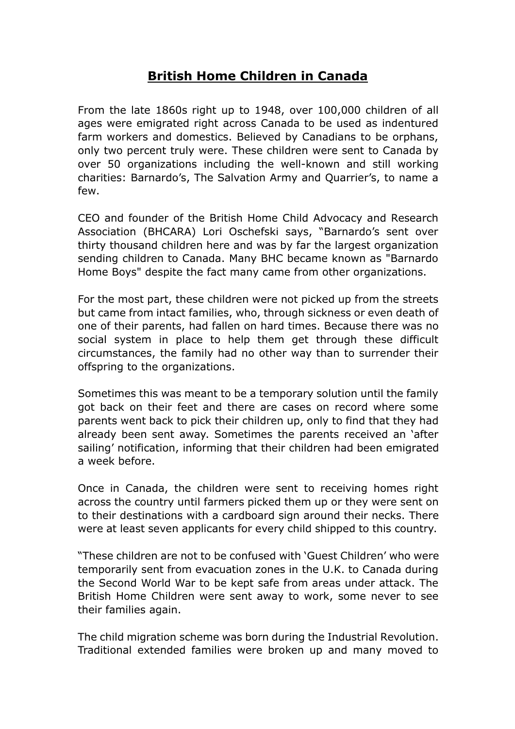# British Home Children in Canada

From the late 1860s right up to 1948, over 100,000 children of all ages were emigrated right across Canada to be used as indentured farm workers and domestics. Believed by Canadians to be orphans, only two percent truly were. These children were sent to Canada by over 50 organizations including the well-known and still working charities: Barnardo's, The Salvation Army and Quarrier's, to name a few.

CEO and founder of the British Home Child Advocacy and Research Association (BHCARA) Lori Oschefski says, "Barnardo's sent over thirty thousand children here and was by far the largest organization sending children to Canada. Many BHC became known as "Barnardo Home Boys" despite the fact many came from other organizations.

For the most part, these children were not picked up from the streets but came from intact families, who, through sickness or even death of one of their parents, had fallen on hard times. Because there was no social system in place to help them get through these difficult circumstances, the family had no other way than to surrender their offspring to the organizations.

Sometimes this was meant to be a temporary solution until the family got back on their feet and there are cases on record where some parents went back to pick their children up, only to find that they had already been sent away. Sometimes the parents received an 'after sailing' notification, informing that their children had been emigrated a week before.

Once in Canada, the children were sent to receiving homes right across the country until farmers picked them up or they were sent on to their destinations with a cardboard sign around their necks. There were at least seven applicants for every child shipped to this country.

"These children are not to be confused with 'Guest Children' who were temporarily sent from evacuation zones in the U.K. to Canada during the Second World War to be kept safe from areas under attack. The British Home Children were sent away to work, some never to see their families again.

The child migration scheme was born during the Industrial Revolution. Traditional extended families were broken up and many moved to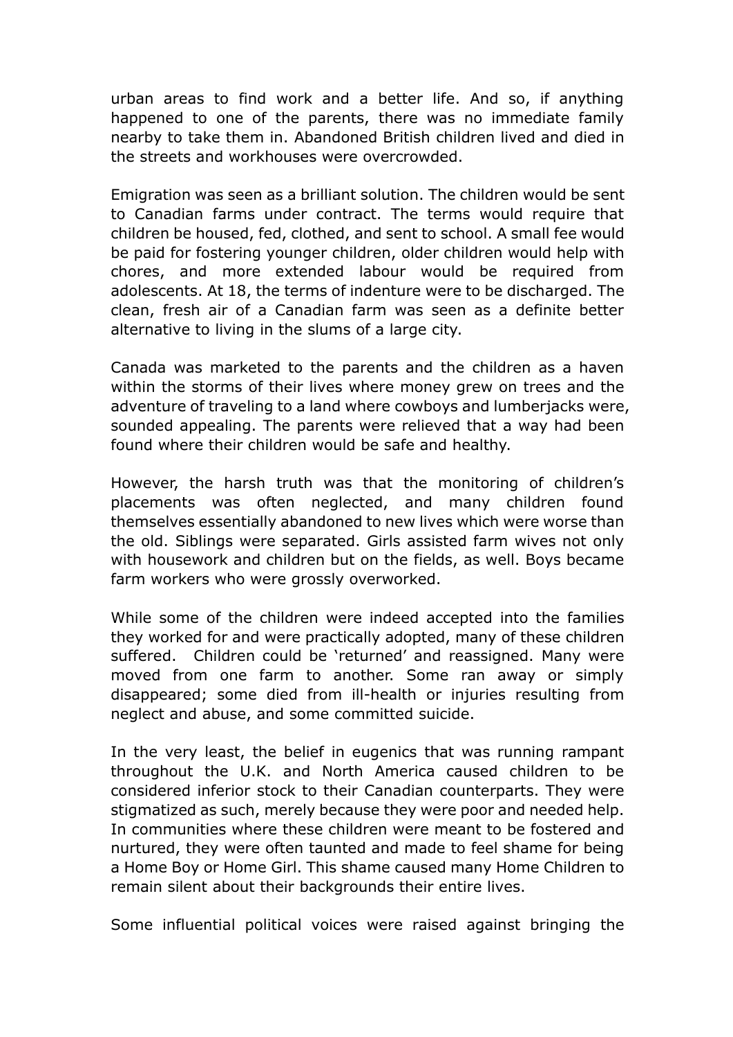urban areas to find work and a better life. And so, if anything happened to one of the parents, there was no immediate family nearby to take them in. Abandoned British children lived and died in the streets and workhouses were overcrowded.

Emigration was seen as a brilliant solution. The children would be sent to Canadian farms under contract. The terms would require that children be housed, fed, clothed, and sent to school. A small fee would be paid for fostering younger children, older children would help with chores, and more extended labour would be required from adolescents. At 18, the terms of indenture were to be discharged. The clean, fresh air of a Canadian farm was seen as a definite better alternative to living in the slums of a large city.

Canada was marketed to the parents and the children as a haven within the storms of their lives where money grew on trees and the adventure of traveling to a land where cowboys and lumberjacks were, sounded appealing. The parents were relieved that a way had been found where their children would be safe and healthy.

However, the harsh truth was that the monitoring of children's placements was often neglected, and many children found themselves essentially abandoned to new lives which were worse than the old. Siblings were separated. Girls assisted farm wives not only with housework and children but on the fields, as well. Boys became farm workers who were grossly overworked.

While some of the children were indeed accepted into the families they worked for and were practically adopted, many of these children suffered. Children could be 'returned' and reassigned. Many were moved from one farm to another. Some ran away or simply disappeared; some died from ill-health or injuries resulting from neglect and abuse, and some committed suicide.

In the very least, the belief in eugenics that was running rampant throughout the U.K. and North America caused children to be considered inferior stock to their Canadian counterparts. They were stigmatized as such, merely because they were poor and needed help. In communities where these children were meant to be fostered and nurtured, they were often taunted and made to feel shame for being a Home Boy or Home Girl. This shame caused many Home Children to remain silent about their backgrounds their entire lives.

Some influential political voices were raised against bringing the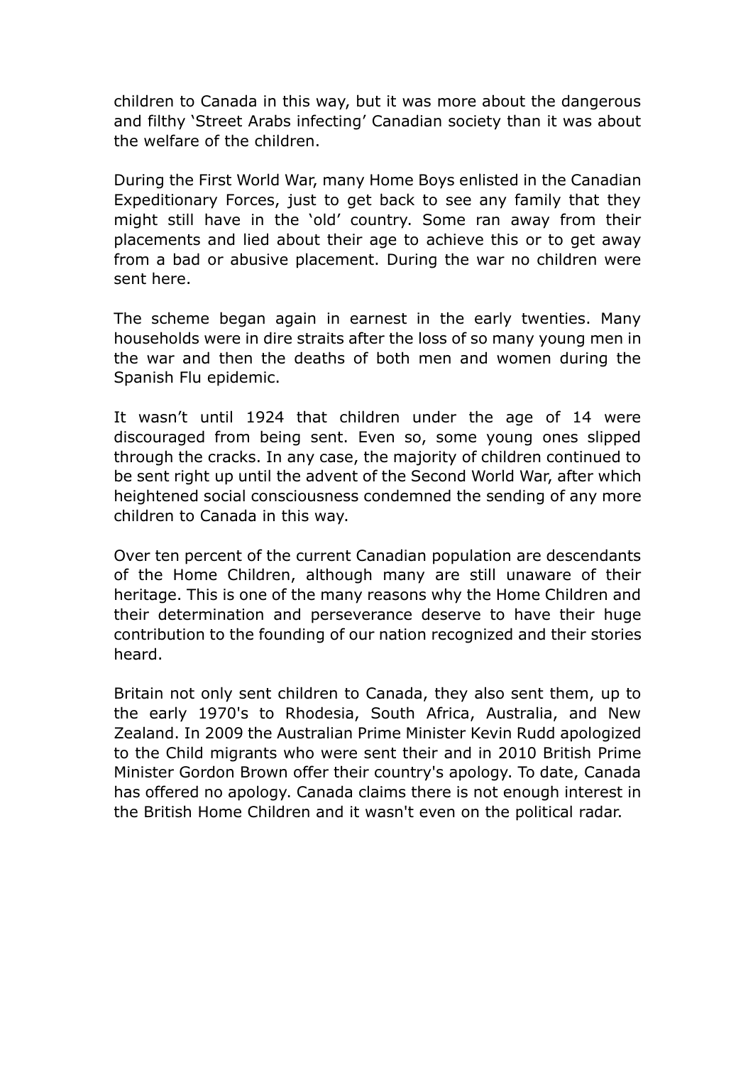children to Canada in this way, but it was more about the dangerous and filthy 'Street Arabs infecting' Canadian society than it was about the welfare of the children.

During the First World War, many Home Boys enlisted in the Canadian Expeditionary Forces, just to get back to see any family that they might still have in the 'old' country. Some ran away from their placements and lied about their age to achieve this or to get away from a bad or abusive placement. During the war no children were sent here.

The scheme began again in earnest in the early twenties. Many households were in dire straits after the loss of so many young men in the war and then the deaths of both men and women during the Spanish Flu epidemic.

It wasn't until 1924 that children under the age of 14 were discouraged from being sent. Even so, some young ones slipped through the cracks. In any case, the majority of children continued to be sent right up until the advent of the Second World War, after which heightened social consciousness condemned the sending of any more children to Canada in this way.

Over ten percent of the current Canadian population are descendants of the Home Children, although many are still unaware of their heritage. This is one of the many reasons why the Home Children and their determination and perseverance deserve to have their huge contribution to the founding of our nation recognized and their stories heard.

Britain not only sent children to Canada, they also sent them, up to the early 1970's to Rhodesia, South Africa, Australia, and New Zealand. In 2009 the Australian Prime Minister Kevin Rudd apologized to the Child migrants who were sent their and in 2010 British Prime Minister Gordon Brown offer their country's apology. To date, Canada has offered no apology. Canada claims there is not enough interest in the British Home Children and it wasn't even on the political radar.